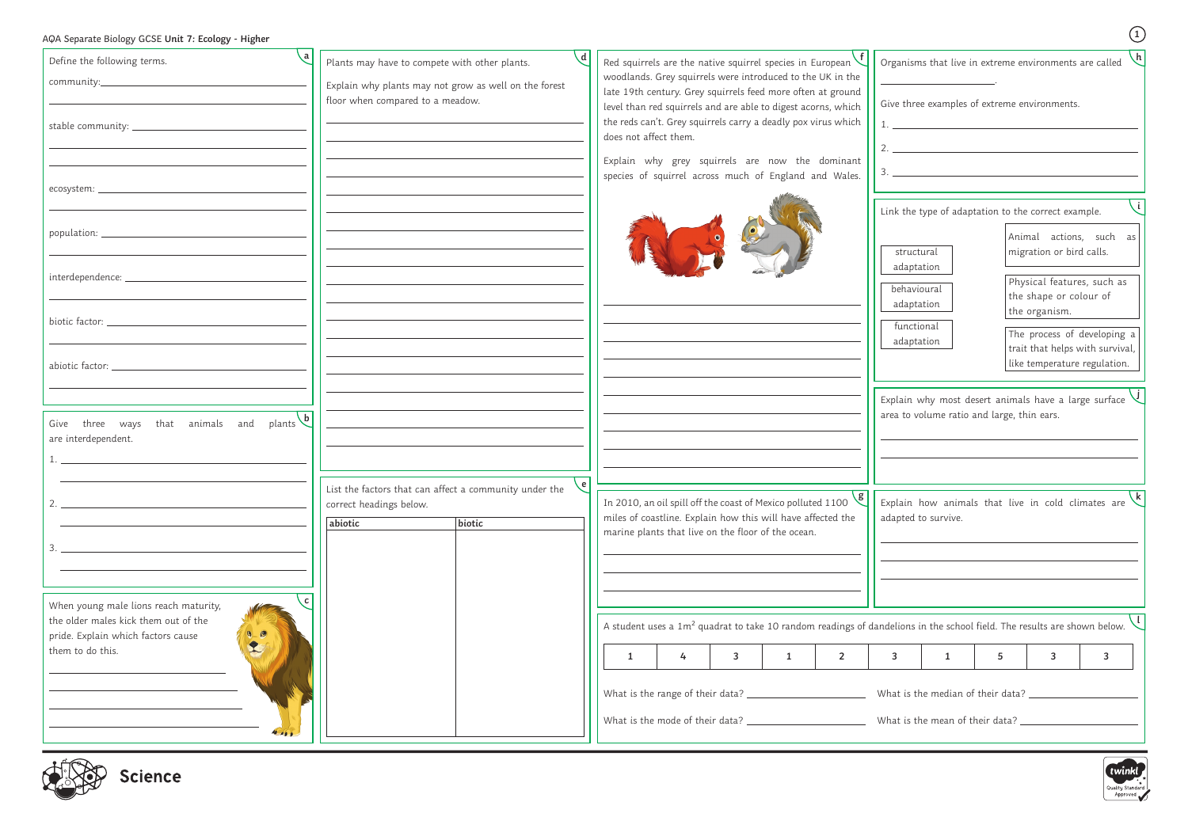AQA Separate Biology GCSE **Unit 7: Ecology - Higher**

**a**

Define the following terms.

community: ______________________________

stable community: ______________________________

ecosystem: ______________________________

population: ______________________________

interdependence: ______________________________

biotic factor: ______________________________

abiotic factor: ______________________________

**b**

Give three ways that animals and plants are interdependent.

1. ______________________________
2. ______________________________
3. ______________________________

**c**

When young male lions reach maturity, the older males kick them out of the pride. Explain which factors cause them to do this.

______________________________

**d**

Plants may have to compete with other plants.

Explain why plants may not grow as well on the forest floor when compared to a meadow.

______________________________

**e**

List the factors that can affect a community under the correct headings below.

| abiotic | biotic |
| --- | --- |
| | |

**f**

Red squirrels are the native squirrel species in European woodlands. Grey squirrels were introduced to the UK in the late 19th century. Grey squirrels feed more often at ground level than red squirrels and are able to digest acorns, which the reds can't. Grey squirrels carry a deadly pox virus which does not affect them.

Explain why grey squirrels are now the dominant species of squirrel across much of England and Wales.

______________________________

**g**

In 2010, an oil spill off the coast of Mexico polluted 1100 miles of coastline. Explain how this will have affected the marine plants that live on the floor of the ocean.

______________________________

**h**

Organisms that live in extreme environments are called ______________.

Give three examples of extreme environments.

1. ______________________________
2. ______________________________
3. ______________________________

**i**

Link the type of adaptation to the correct example.

- structural adaptation
- behavioural adaptation
- functional adaptation

- Animal actions, such as migration or bird calls.
- Physical features, such as the shape or colour of the organism.
- The process of developing a trait that helps with survival, like temperature regulation.

**j**

Explain why most desert animals have a large surface area to volume ratio and large, thin ears.

______________________________

**k**

Explain how animals that live in cold climates are adapted to survive.

______________________________

**l**

A student uses a $1m^2$ quadrat to take 10 random readings of dandelions in the school field. The results are shown below.

| 1 | 4 | 3 | 1 | 2 | 3 | 1 | 5 | 3 | 3 |
| --- | --- | --- | --- | --- | --- | --- | --- | --- | --- |

What is the range of their data? ______________

What is the median of their data? ______________

What is the mode of their data? ______________

What is the mean of their data? ______________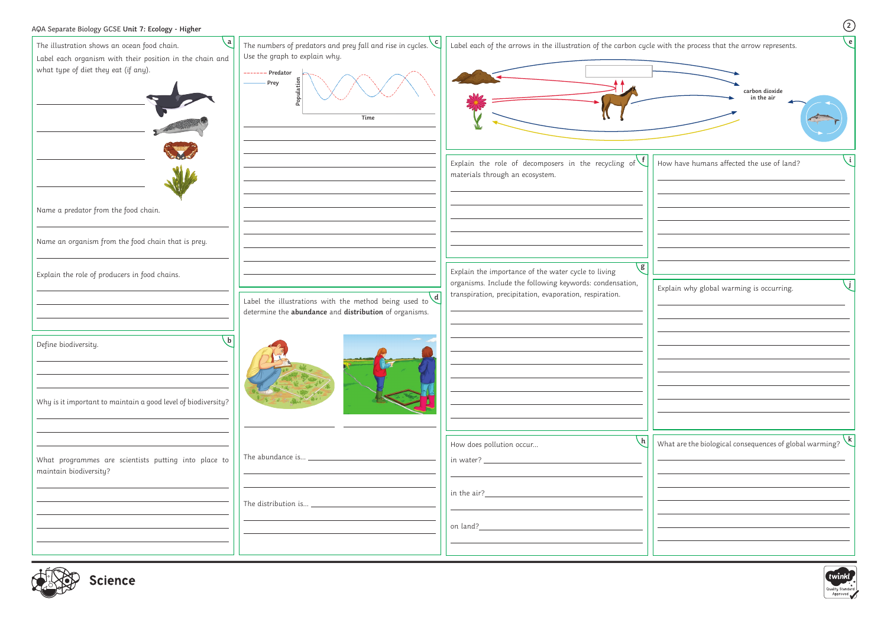AQA Separate Biology GCSE **Unit 7: Ecology - Higher**

## a

The illustration shows an ocean food chain.

Label each organism with their position in the chain and what type of diet they eat (if any).

Name a predator from the food chain.

Name an organism from the food chain that is prey.

Explain the role of producers in food chains.

## b

Define biodiversity.

Why is it important to maintain a good level of biodiversity?

What programmes are scientists putting into place to maintain biodiversity?

## c

The numbers of predators and prey fall and rise in cycles. Use the graph to explain why.

Predator

Prey

Population

Time

## d

Label the illustrations with the method being used to determine the **abundance** and **distribution** of organisms.

The abundance is...

The distribution is...

## e

Label each of the arrows in the illustration of the carbon cycle with the process that the arrow represents.

carbon dioxide in the air

## f

Explain the role of decomposers in the recycling of materials through an ecosystem.

## g

Explain the importance of the water cycle to living organisms. Include the following keywords: condensation, transpiration, precipitation, evaporation, respiration.

## h

How does pollution occur...

in water?

in the air?

on land?

## i

How have humans affected the use of land?

## j

Explain why global warming is occurring.

## k

What are the biological consequences of global warming?

Science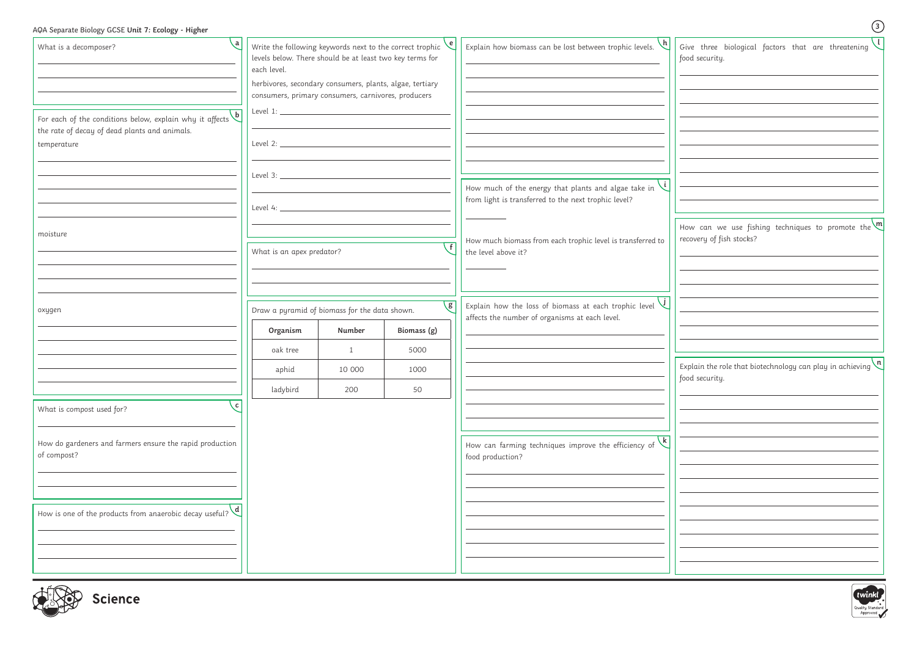AQA Separate Biology GCSE **Unit 7: Ecology - Higher**

**a** What is a decomposer?

**b** For each of the conditions below, explain why it affects the rate of decay of dead plants and animals.

temperature

moisture

oxygen

**c** What is compost used for?

How do gardeners and farmers ensure the rapid production of compost?

**d** How is one of the products from anaerobic decay useful?

**e** Write the following keywords next to the correct trophic levels below. There should be at least two key terms for each level.

herbivores, secondary consumers, plants, algae, tertiary consumers, primary consumers, carnivores, producers

Level 1:

Level 2:

Level 3:

Level 4:

**f** What is an apex predator?

**g** Draw a pyramid of biomass for the data shown.

| Organism | Number | Biomass (g) |
|---|---|---|
| oak tree | 1 | 5000 |
| aphid | 10 000 | 1000 |
| ladybird | 200 | 50 |

**h** Explain how biomass can be lost between trophic levels.

**i** How much of the energy that plants and algae take in from light is transferred to the next trophic level?

How much biomass from each trophic level is transferred to the level above it?

**j** Explain how the loss of biomass at each trophic level affects the number of organisms at each level.

**k** How can farming techniques improve the efficiency of food production?

**l** Give three biological factors that are threatening food security.

**m** How can we use fishing techniques to promote the recovery of fish stocks?

**n** Explain the role that biotechnology can play in achieving food security.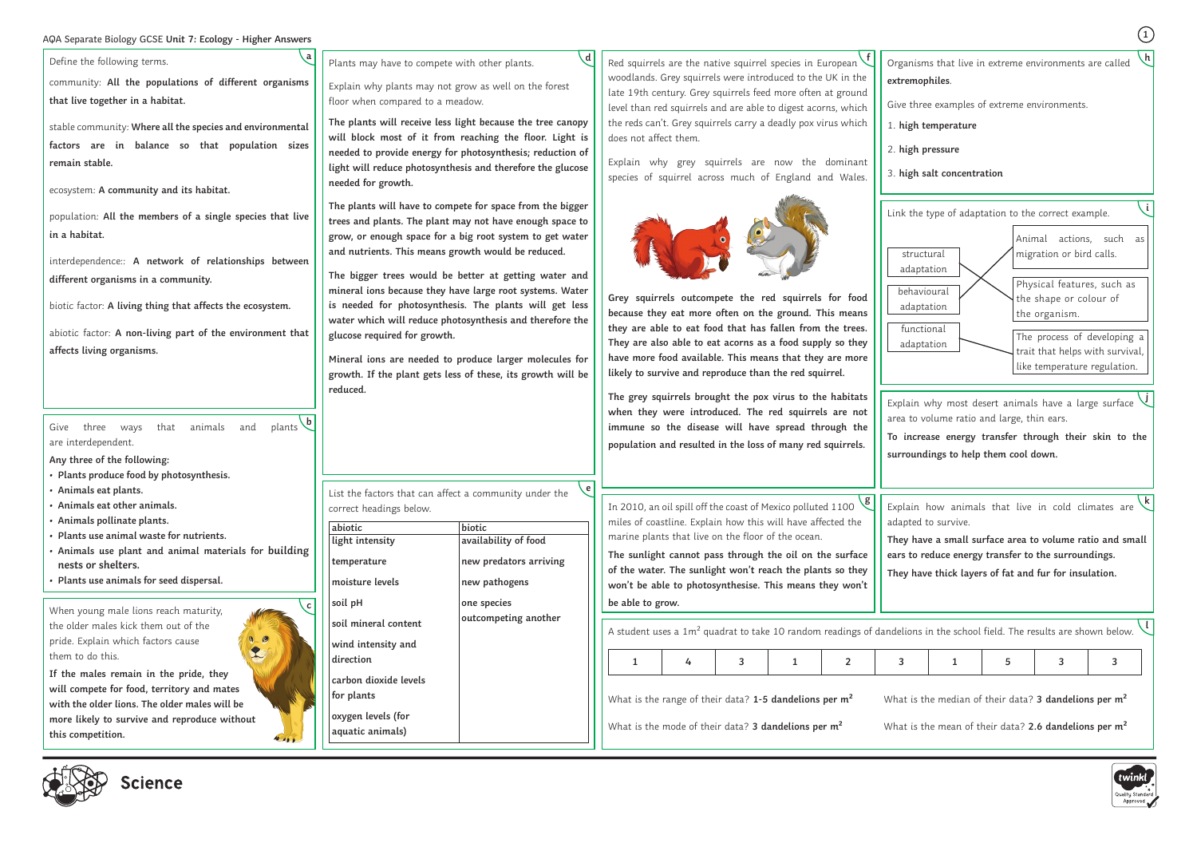# AQA Separate Biology GCSE Unit 7: Ecology - Higher Answers

## a

Define the following terms.

community: **All the populations of different organisms that live together in a habitat.**

stable community: **Where all the species and environmental factors are in balance so that population sizes remain stable.**

ecosystem: **A community and its habitat.**

population: **All the members of a single species that live in a habitat.**

interdependence:: **A network of relationships between different organisms in a community.**

biotic factor: **A living thing that affects the ecosystem.**

abiotic factor: **A non-living part of the environment that affects living organisms.**

## b

Give three ways that animals and plants are interdependent.

**Any three of the following:**

- **Plants produce food by photosynthesis.**
- **Animals eat plants.**
- **Animals eat other animals.**
- **Animals pollinate plants.**
- **Plants use animal waste for nutrients.**
- **Animals use plant and animal materials for building nests or shelters.**
- **Plants use animals for seed dispersal.**

## c

When young male lions reach maturity, the older males kick them out of the pride. Explain which factors cause them to do this.

**If the males remain in the pride, they will compete for food, territory and mates with the older lions. The older males will be more likely to survive and reproduce without this competition.**

## d

Plants may have to compete with other plants.

Explain why plants may not grow as well on the forest floor when compared to a meadow.

**The plants will receive less light because the tree canopy will block most of it from reaching the floor. Light is needed to provide energy for photosynthesis; reduction of light will reduce photosynthesis and therefore the glucose needed for growth.**

**The plants will have to compete for space from the bigger trees and plants. The plant may not have enough space to grow, or enough space for a big root system to get water and nutrients. This means growth would be reduced.**

**The bigger trees would be better at getting water and mineral ions because they have large root systems. Water is needed for photosynthesis. The plants will get less water which will reduce photosynthesis and therefore the glucose required for growth.**

**Mineral ions are needed to produce larger molecules for growth. If the plant gets less of these, its growth will be reduced.**

## e

List the factors that can affect a community under the correct headings below.

| abiotic | biotic |
|---|---|
| **light intensity** | **availability of food** |
| **temperature** | **new predators arriving** |
| **moisture levels** | **new pathogens** |
| **soil pH** | **one species outcompeting another** |
| **soil mineral content** | |
| **wind intensity and direction** | |
| **carbon dioxide levels for plants** | |
| **oxygen levels (for aquatic animals)** | |

## f

Red squirrels are the native squirrel species in European woodlands. Grey squirrels were introduced to the UK in the late 19th century. Grey squirrels feed more often at ground level than red squirrels and are able to digest acorns, which the reds can't. Grey squirrels carry a deadly pox virus which does not affect them.

Explain why grey squirrels are now the dominant species of squirrel across much of England and Wales.

**Grey squirrels outcompete the red squirrels for food because they eat more often on the ground. This means they are able to eat food that has fallen from the trees. They are also able to eat acorns as a food supply so they have more food available. This means that they are more likely to survive and reproduce than the red squirrel.**

**The grey squirrels brought the pox virus to the habitats when they were introduced. The red squirrels are not immune so the disease will have spread through the population and resulted in the loss of many red squirrels.**

## g

In 2010, an oil spill off the coast of Mexico polluted 1100 miles of coastline. Explain how this will have affected the marine plants that live on the floor of the ocean.

**The sunlight cannot pass through the oil on the surface of the water. The sunlight won't reach the plants so they won't be able to photosynthesise. This means they won't be able to grow.**

## h

Organisms that live in extreme environments are called **extremophiles**.

Give three examples of extreme environments.

1. **high temperature**
2. **high pressure**
3. **high salt concentration**

## i

Link the type of adaptation to the correct example.

- structural adaptation — Physical features, such as the shape or colour of the organism.
- behavioural adaptation — Animal actions, such as migration or bird calls.
- functional adaptation — The process of developing a trait that helps with survival, like temperature regulation.

## j

Explain why most desert animals have a large surface area to volume ratio and large, thin ears.

**To increase energy transfer through their skin to the surroundings to help them cool down.**

## k

Explain how animals that live in cold climates are adapted to survive.

**They have a small surface area to volume ratio and small ears to reduce energy transfer to the surroundings.**

**They have thick layers of fat and fur for insulation.**

## l

A student uses a 1m$^2$ quadrat to take 10 random readings of dandelions in the school field. The results are shown below.

| 1 | 4 | 3 | 1 | 2 | 3 | 1 | 5 | 3 | 3 |
|---|---|---|---|---|---|---|---|---|---|

What is the range of their data? **1-5 dandelions per m$^2$**

What is the median of their data? **3 dandelions per m$^2$**

What is the mode of their data? **3 dandelions per m$^2$**

What is the mean of their data? **2.6 dandelions per m$^2$**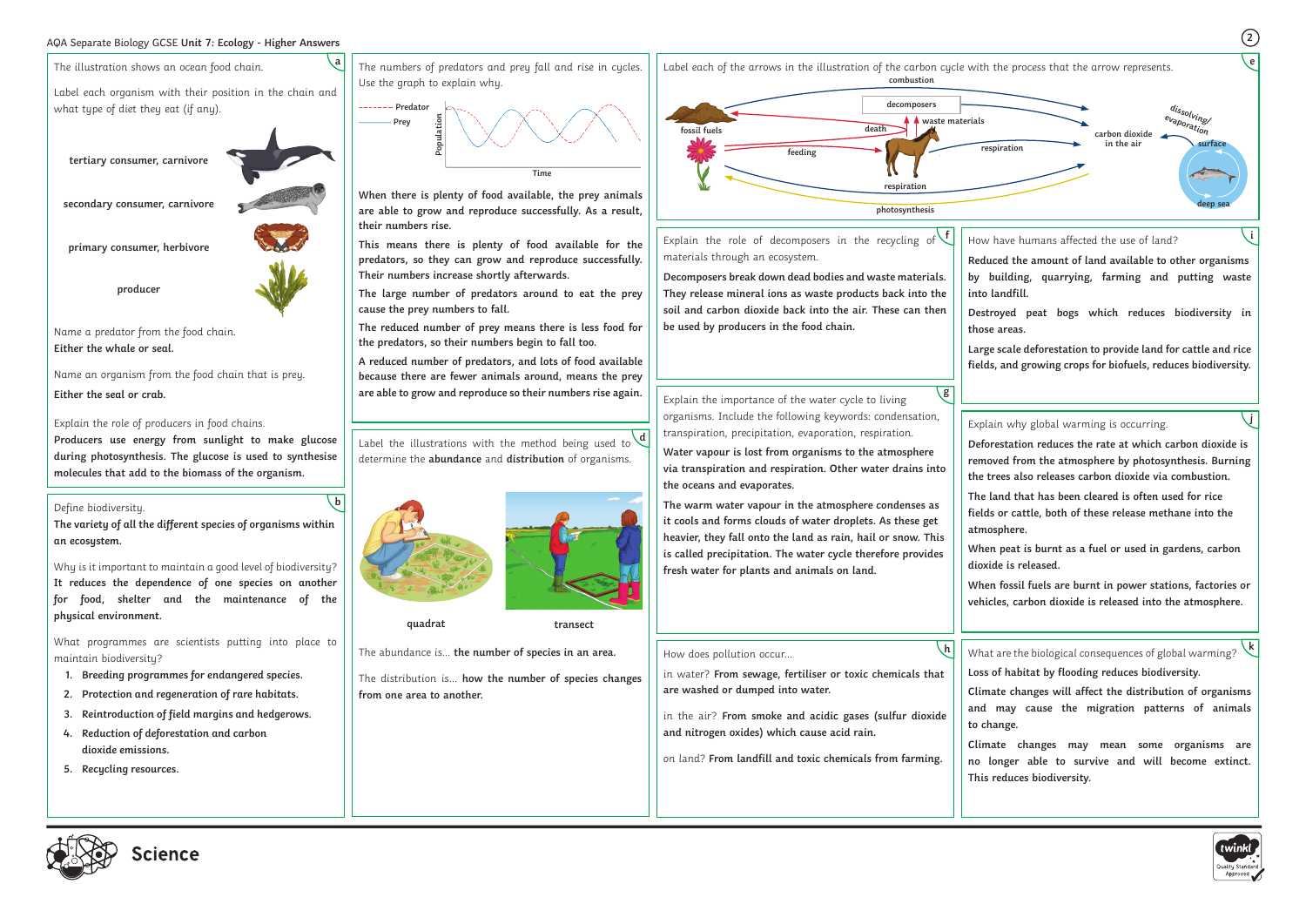# AQA Separate Biology GCSE **Unit 7: Ecology - Higher Answers**

## a

The illustration shows an ocean food chain.

Label each organism with their position in the chain and what type of diet they eat (if any).

**tertiary consumer, carnivore**

**secondary consumer, carnivore**

**primary consumer, herbivore**

**producer**

Name a predator from the food chain.

**Either the whale or seal.**

Name an organism from the food chain that is prey.

**Either the seal or crab.**

Explain the role of producers in food chains.

**Producers use energy from sunlight to make glucose during photosynthesis. The glucose is used to synthesise molecules that add to the biomass of the organism.**

## b

Define biodiversity.

**The variety of all the different species of organisms within an ecosystem.**

Why is it important to maintain a good level of biodiversity?

**It reduces the dependence of one species on another for food, shelter and the maintenance of the physical environment.**

What programmes are scientists putting into place to maintain biodiversity?

1. **Breeding programmes for endangered species.**
2. **Protection and regeneration of rare habitats.**
3. **Reintroduction of field margins and hedgerows.**
4. **Reduction of deforestation and carbon dioxide emissions.**
5. **Recycling resources.**

## c

The numbers of predators and prey fall and rise in cycles. Use the graph to explain why.

Predator / Prey; Population; Time

**When there is plenty of food available, the prey animals are able to grow and reproduce successfully. As a result, their numbers rise.**

**This means there is plenty of food available for the predators, so they can grow and reproduce successfully. Their numbers increase shortly afterwards.**

**The large number of predators around to eat the prey cause the prey numbers to fall.**

**The reduced number of prey means there is less food for the predators, so their numbers begin to fall too.**

**A reduced number of predators, and lots of food available because there are fewer animals around, means the prey are able to grow and reproduce so their numbers rise again.**

## d

Label the illustrations with the method being used to determine the **abundance** and **distribution** of organisms.

**quadrat** **transect**

The abundance is… **the number of species in an area.**

The distribution is… **how the number of species changes from one area to another.**

## e

Label each of the arrows in the illustration of the carbon cycle with the process that the arrow represents.

**combustion**, **decomposers**, **waste materials**, **death**, **feeding**, **respiration**, **respiration**, **photosynthesis**, **fossil fuels**, **carbon dioxide in the air**, **dissolving/evaporation**, **surface**, **deep sea**

## f

Explain the role of decomposers in the recycling of materials through an ecosystem.

**Decomposers break down dead bodies and waste materials. They release mineral ions as waste products back into the soil and carbon dioxide back into the air. These can then be used by producers in the food chain.**

## g

Explain the importance of the water cycle to living organisms. Include the following keywords: condensation, transpiration, precipitation, evaporation, respiration.

**Water vapour is lost from organisms to the atmosphere via transpiration and respiration. Other water drains into the oceans and evaporates.**

**The warm water vapour in the atmosphere condenses as it cools and forms clouds of water droplets. As these get heavier, they fall onto the land as rain, hail or snow. This is called precipitation. The water cycle therefore provides fresh water for plants and animals on land.**

## h

How does pollution occur…

in water? **From sewage, fertiliser or toxic chemicals that are washed or dumped into water.**

in the air? **From smoke and acidic gases (sulfur dioxide and nitrogen oxides) which cause acid rain.**

on land? **From landfill and toxic chemicals from farming.**

## i

How have humans affected the use of land?

**Reduced the amount of land available to other organisms by building, quarrying, farming and putting waste into landfill.**

**Destroyed peat bogs which reduces biodiversity in those areas.**

**Large scale deforestation to provide land for cattle and rice fields, and growing crops for biofuels, reduces biodiversity.**

## j

Explain why global warming is occurring.

**Deforestation reduces the rate at which carbon dioxide is removed from the atmosphere by photosynthesis. Burning the trees also releases carbon dioxide via combustion.**

**The land that has been cleared is often used for rice fields or cattle, both of these release methane into the atmosphere.**

**When peat is burnt as a fuel or used in gardens, carbon dioxide is released.**

**When fossil fuels are burnt in power stations, factories or vehicles, carbon dioxide is released into the atmosphere.**

## k

What are the biological consequences of global warming?

**Loss of habitat by flooding reduces biodiversity.**

**Climate changes will affect the distribution of organisms and may cause the migration patterns of animals to change.**

**Climate changes may mean some organisms are no longer able to survive and will become extinct. This reduces biodiversity.**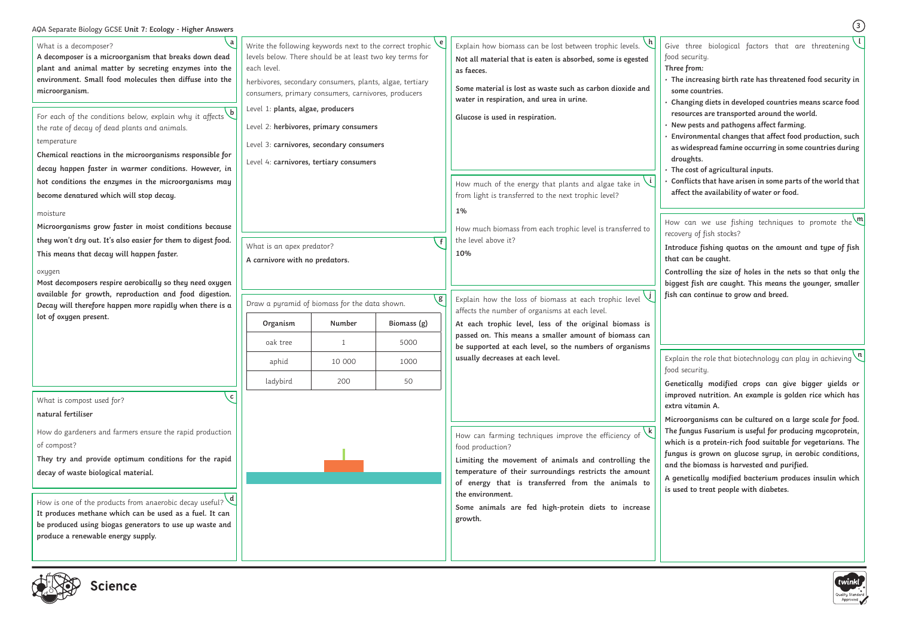AQA Separate Biology GCSE **Unit 7: Ecology - Higher Answers**

**a**

What is a decomposer?

**A decomposer is a microorganism that breaks down dead plant and animal matter by secreting enzymes into the environment. Small food molecules then diffuse into the microorganism.**

**b**

For each of the conditions below, explain why it affects the rate of decay of dead plants and animals.

temperature

**Chemical reactions in the microorganisms responsible for decay happen faster in warmer conditions. However, in hot conditions the enzymes in the microorganisms may become denatured which will stop decay.**

moisture

**Microorganisms grow faster in moist conditions because they won't dry out. It's also easier for them to digest food. This means that decay will happen faster.**

oxygen

**Most decomposers respire aerobically so they need oxygen available for growth, reproduction and food digestion. Decay will therefore happen more rapidly when there is a lot of oxygen present.**

**c**

What is compost used for?

**natural fertiliser**

How do gardeners and farmers ensure the rapid production of compost?

**They try and provide optimum conditions for the rapid decay of waste biological material.**

**d**

How is one of the products from anaerobic decay useful?

**It produces methane which can be used as a fuel. It can be produced using biogas generators to use up waste and produce a renewable energy supply.**

**e**

Write the following keywords next to the correct trophic levels below. There should be at least two key terms for each level.

herbivores, secondary consumers, plants, algae, tertiary consumers, primary consumers, carnivores, producers

Level 1: **plants, algae, producers**

Level 2: **herbivores, primary consumers**

Level 3: **carnivores, secondary consumers**

Level 4: **carnivores, tertiary consumers**

**f**

What is an apex predator?

**A carnivore with no predators.**

**g**

Draw a pyramid of biomass for the data shown.

| Organism | Number | Biomass (g) |
| --- | --- | --- |
| oak tree | 1 | 5000 |
| aphid | 10 000 | 1000 |
| ladybird | 200 | 50 |

**h**

Explain how biomass can be lost between trophic levels.

**Not all material that is eaten is absorbed, some is egested as faeces.**

**Some material is lost as waste such as carbon dioxide and water in respiration, and urea in urine.**

**Glucose is used in respiration.**

**i**

How much of the energy that plants and algae take in from light is transferred to the next trophic level?

**1%**

How much biomass from each trophic level is transferred to the level above it?

**10%**

**j**

Explain how the loss of biomass at each trophic level affects the number of organisms at each level.

**At each trophic level, less of the original biomass is passed on. This means a smaller amount of biomass can be supported at each level, so the numbers of organisms usually decreases at each level.**

**k**

How can farming techniques improve the efficiency of food production?

**Limiting the movement of animals and controlling the temperature of their surroundings restricts the amount of energy that is transferred from the animals to the environment.**

**Some animals are fed high-protein diets to increase growth.**

**l**

Give three biological factors that are threatening food security.

**Three from:**

- **The increasing birth rate has threatened food security in some countries.**
- **Changing diets in developed countries means scarce food resources are transported around the world.**
- **New pests and pathogens affect farming.**
- **Environmental changes that affect food production, such as widespread famine occurring in some countries during droughts.**
- **The cost of agricultural inputs.**
- **Conflicts that have arisen in some parts of the world that affect the availability of water or food.**

**m**

How can we use fishing techniques to promote the recovery of fish stocks?

**Introduce fishing quotas on the amount and type of fish that can be caught.**

**Controlling the size of holes in the nets so that only the biggest fish are caught. This means the younger, smaller fish can continue to grow and breed.**

**n**

Explain the role that biotechnology can play in achieving food security.

**Genetically modified crops can give bigger yields or improved nutrition. An example is golden rice which has extra vitamin A.**

**Microorganisms can be cultured on a large scale for food. The fungus Fusarium is useful for producing mycoprotein, which is a protein-rich food suitable for vegetarians. The fungus is grown on glucose syrup, in aerobic conditions, and the biomass is harvested and purified.**

**A genetically modified bacterium produces insulin which is used to treat people with diabetes.**